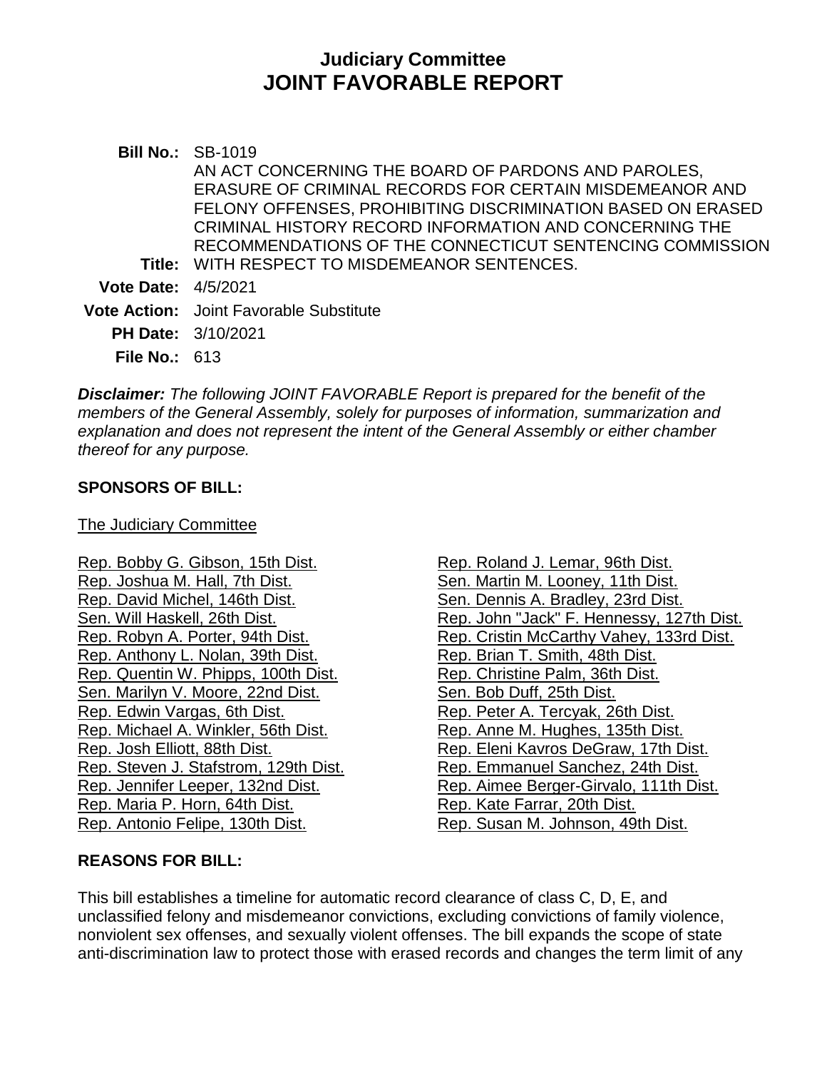# Judiciary Committee
# JOINT FAVORABLE REPORT

**Bill No.:** SB-1019

**Title:** AN ACT CONCERNING THE BOARD OF PARDONS AND PAROLES, ERASURE OF CRIMINAL RECORDS FOR CERTAIN MISDEMEANOR AND FELONY OFFENSES, PROHIBITING DISCRIMINATION BASED ON ERASED CRIMINAL HISTORY RECORD INFORMATION AND CONCERNING THE RECOMMENDATIONS OF THE CONNECTICUT SENTENCING COMMISSION WITH RESPECT TO MISDEMEANOR SENTENCES.

**Vote Date:** 4/5/2021

**Vote Action:** Joint Favorable Substitute

**PH Date:** 3/10/2021

**File No.:** 613

***Disclaimer:*** *The following JOINT FAVORABLE Report is prepared for the benefit of the members of the General Assembly, solely for purposes of information, summarization and explanation and does not represent the intent of the General Assembly or either chamber thereof for any purpose.*

## SPONSORS OF BILL:

The Judiciary Committee

Rep. Bobby G. Gibson, 15th Dist.
Rep. Joshua M. Hall, 7th Dist.
Rep. David Michel, 146th Dist.
Sen. Will Haskell, 26th Dist.
Rep. Robyn A. Porter, 94th Dist.
Rep. Anthony L. Nolan, 39th Dist.
Rep. Quentin W. Phipps, 100th Dist.
Sen. Marilyn V. Moore, 22nd Dist.
Rep. Edwin Vargas, 6th Dist.
Rep. Michael A. Winkler, 56th Dist.
Rep. Josh Elliott, 88th Dist.
Rep. Steven J. Stafstrom, 129th Dist.
Rep. Jennifer Leeper, 132nd Dist.
Rep. Maria P. Horn, 64th Dist.
Rep. Antonio Felipe, 130th Dist.
Rep. Roland J. Lemar, 96th Dist.
Sen. Martin M. Looney, 11th Dist.
Sen. Dennis A. Bradley, 23rd Dist.
Rep. John "Jack" F. Hennessy, 127th Dist.
Rep. Cristin McCarthy Vahey, 133rd Dist.
Rep. Brian T. Smith, 48th Dist.
Rep. Christine Palm, 36th Dist.
Sen. Bob Duff, 25th Dist.
Rep. Peter A. Tercyak, 26th Dist.
Rep. Anne M. Hughes, 135th Dist.
Rep. Eleni Kavros DeGraw, 17th Dist.
Rep. Emmanuel Sanchez, 24th Dist.
Rep. Aimee Berger-Girvalo, 111th Dist.
Rep. Kate Farrar, 20th Dist.
Rep. Susan M. Johnson, 49th Dist.

## REASONS FOR BILL:

This bill establishes a timeline for automatic record clearance of class C, D, E, and unclassified felony and misdemeanor convictions, excluding convictions of family violence, nonviolent sex offenses, and sexually violent offenses. The bill expands the scope of state anti-discrimination law to protect those with erased records and changes the term limit of any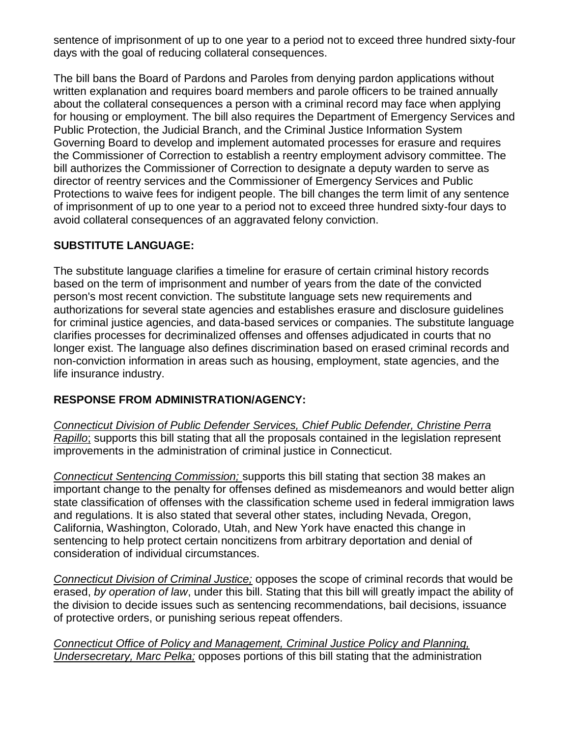sentence of imprisonment of up to one year to a period not to exceed three hundred sixty-four days with the goal of reducing collateral consequences.

The bill bans the Board of Pardons and Paroles from denying pardon applications without written explanation and requires board members and parole officers to be trained annually about the collateral consequences a person with a criminal record may face when applying for housing or employment. The bill also requires the Department of Emergency Services and Public Protection, the Judicial Branch, and the Criminal Justice Information System Governing Board to develop and implement automated processes for erasure and requires the Commissioner of Correction to establish a reentry employment advisory committee. The bill authorizes the Commissioner of Correction to designate a deputy warden to serve as director of reentry services and the Commissioner of Emergency Services and Public Protections to waive fees for indigent people. The bill changes the term limit of any sentence of imprisonment of up to one year to a period not to exceed three hundred sixty-four days to avoid collateral consequences of an aggravated felony conviction.

## SUBSTITUTE LANGUAGE:

The substitute language clarifies a timeline for erasure of certain criminal history records based on the term of imprisonment and number of years from the date of the convicted person's most recent conviction. The substitute language sets new requirements and authorizations for several state agencies and establishes erasure and disclosure guidelines for criminal justice agencies, and data-based services or companies. The substitute language clarifies processes for decriminalized offenses and offenses adjudicated in courts that no longer exist. The language also defines discrimination based on erased criminal records and non-conviction information in areas such as housing, employment, state agencies, and the life insurance industry.

## RESPONSE FROM ADMINISTRATION/AGENCY:

*Connecticut Division of Public Defender Services, Chief Public Defender, Christine Perra Rapillo*; supports this bill stating that all the proposals contained in the legislation represent improvements in the administration of criminal justice in Connecticut.

*Connecticut Sentencing Commission;* supports this bill stating that section 38 makes an important change to the penalty for offenses defined as misdemeanors and would better align state classification of offenses with the classification scheme used in federal immigration laws and regulations. It is also stated that several other states, including Nevada, Oregon, California, Washington, Colorado, Utah, and New York have enacted this change in sentencing to help protect certain noncitizens from arbitrary deportation and denial of consideration of individual circumstances.

*Connecticut Division of Criminal Justice;* opposes the scope of criminal records that would be erased, *by operation of law*, under this bill. Stating that this bill will greatly impact the ability of the division to decide issues such as sentencing recommendations, bail decisions, issuance of protective orders, or punishing serious repeat offenders.

*Connecticut Office of Policy and Management, Criminal Justice Policy and Planning, Undersecretary, Marc Pelka;* opposes portions of this bill stating that the administration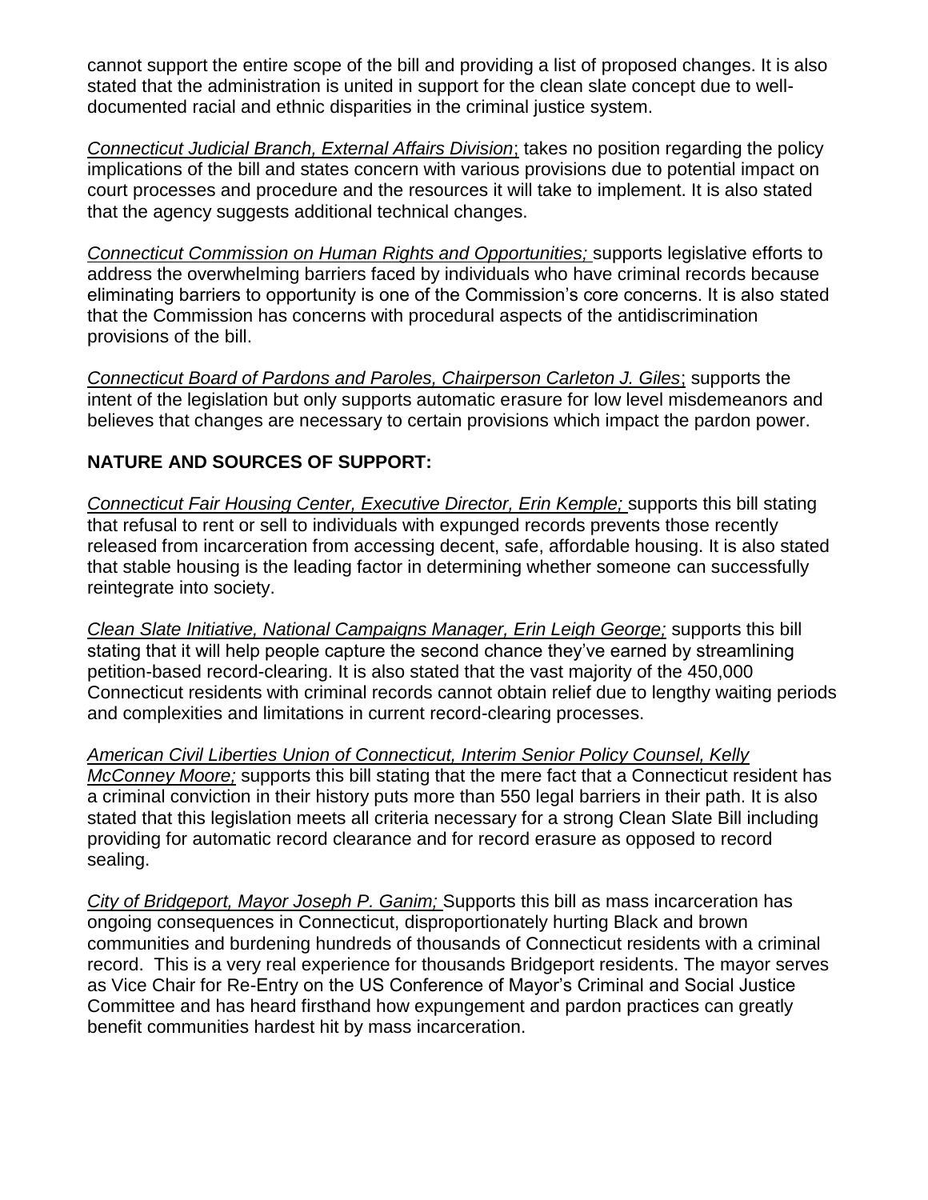cannot support the entire scope of the bill and providing a list of proposed changes. It is also stated that the administration is united in support for the clean slate concept due to well-documented racial and ethnic disparities in the criminal justice system.

*Connecticut Judicial Branch, External Affairs Division*; takes no position regarding the policy implications of the bill and states concern with various provisions due to potential impact on court processes and procedure and the resources it will take to implement. It is also stated that the agency suggests additional technical changes.

*Connecticut Commission on Human Rights and Opportunities;* supports legislative efforts to address the overwhelming barriers faced by individuals who have criminal records because eliminating barriers to opportunity is one of the Commission's core concerns. It is also stated that the Commission has concerns with procedural aspects of the antidiscrimination provisions of the bill.

*Connecticut Board of Pardons and Paroles, Chairperson Carleton J. Giles*; supports the intent of the legislation but only supports automatic erasure for low level misdemeanors and believes that changes are necessary to certain provisions which impact the pardon power.

**NATURE AND SOURCES OF SUPPORT:**

*Connecticut Fair Housing Center, Executive Director, Erin Kemple;* supports this bill stating that refusal to rent or sell to individuals with expunged records prevents those recently released from incarceration from accessing decent, safe, affordable housing. It is also stated that stable housing is the leading factor in determining whether someone can successfully reintegrate into society.

*Clean Slate Initiative, National Campaigns Manager, Erin Leigh George;* supports this bill stating that it will help people capture the second chance they've earned by streamlining petition-based record-clearing. It is also stated that the vast majority of the 450,000 Connecticut residents with criminal records cannot obtain relief due to lengthy waiting periods and complexities and limitations in current record-clearing processes.

*American Civil Liberties Union of Connecticut, Interim Senior Policy Counsel, Kelly McConney Moore;* supports this bill stating that the mere fact that a Connecticut resident has a criminal conviction in their history puts more than 550 legal barriers in their path. It is also stated that this legislation meets all criteria necessary for a strong Clean Slate Bill including providing for automatic record clearance and for record erasure as opposed to record sealing.

*City of Bridgeport, Mayor Joseph P. Ganim;* Supports this bill as mass incarceration has ongoing consequences in Connecticut, disproportionately hurting Black and brown communities and burdening hundreds of thousands of Connecticut residents with a criminal record. This is a very real experience for thousands Bridgeport residents. The mayor serves as Vice Chair for Re-Entry on the US Conference of Mayor's Criminal and Social Justice Committee and has heard firsthand how expungement and pardon practices can greatly benefit communities hardest hit by mass incarceration.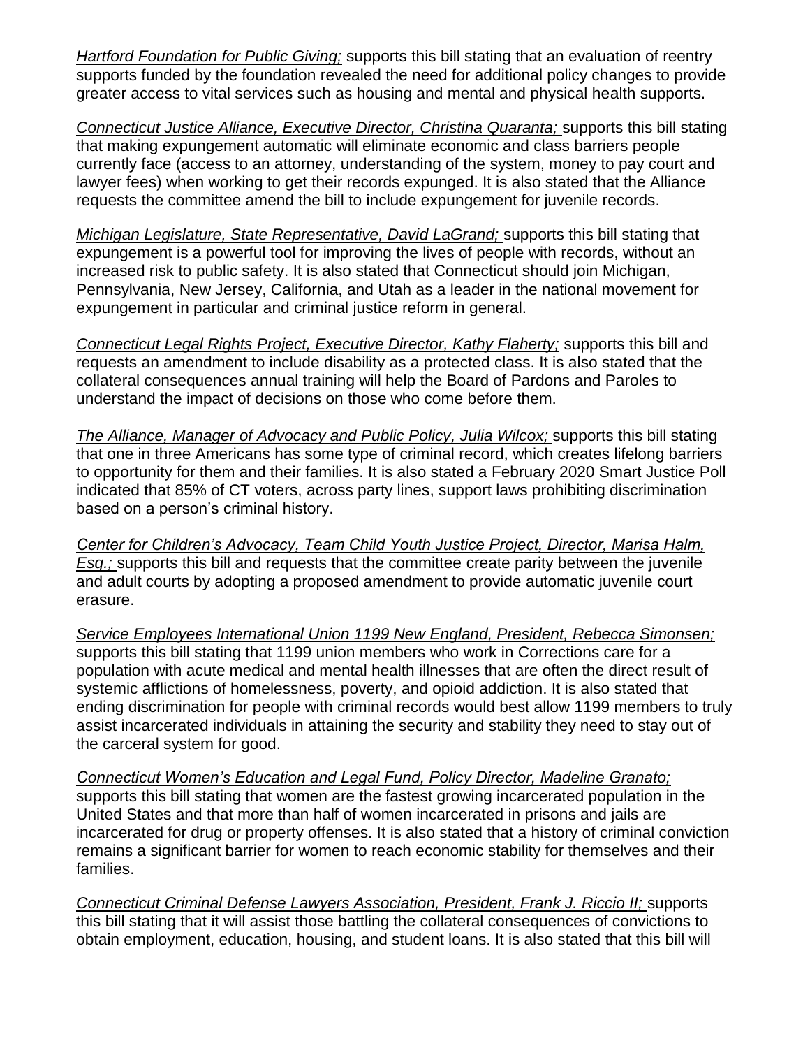*Hartford Foundation for Public Giving;* supports this bill stating that an evaluation of reentry supports funded by the foundation revealed the need for additional policy changes to provide greater access to vital services such as housing and mental and physical health supports.

*Connecticut Justice Alliance, Executive Director, Christina Quaranta;* supports this bill stating that making expungement automatic will eliminate economic and class barriers people currently face (access to an attorney, understanding of the system, money to pay court and lawyer fees) when working to get their records expunged. It is also stated that the Alliance requests the committee amend the bill to include expungement for juvenile records.

*Michigan Legislature, State Representative, David LaGrand;* supports this bill stating that expungement is a powerful tool for improving the lives of people with records, without an increased risk to public safety. It is also stated that Connecticut should join Michigan, Pennsylvania, New Jersey, California, and Utah as a leader in the national movement for expungement in particular and criminal justice reform in general.

*Connecticut Legal Rights Project, Executive Director, Kathy Flaherty;* supports this bill and requests an amendment to include disability as a protected class. It is also stated that the collateral consequences annual training will help the Board of Pardons and Paroles to understand the impact of decisions on those who come before them.

*The Alliance, Manager of Advocacy and Public Policy, Julia Wilcox;* supports this bill stating that one in three Americans has some type of criminal record, which creates lifelong barriers to opportunity for them and their families. It is also stated a February 2020 Smart Justice Poll indicated that 85% of CT voters, across party lines, support laws prohibiting discrimination based on a person's criminal history.

*Center for Children's Advocacy, Team Child Youth Justice Project, Director, Marisa Halm, Esq.;* supports this bill and requests that the committee create parity between the juvenile and adult courts by adopting a proposed amendment to provide automatic juvenile court erasure.

*Service Employees International Union 1199 New England, President, Rebecca Simonsen;* supports this bill stating that 1199 union members who work in Corrections care for a population with acute medical and mental health illnesses that are often the direct result of systemic afflictions of homelessness, poverty, and opioid addiction. It is also stated that ending discrimination for people with criminal records would best allow 1199 members to truly assist incarcerated individuals in attaining the security and stability they need to stay out of the carceral system for good.

*Connecticut Women's Education and Legal Fund, Policy Director, Madeline Granato;* supports this bill stating that women are the fastest growing incarcerated population in the United States and that more than half of women incarcerated in prisons and jails are incarcerated for drug or property offenses. It is also stated that a history of criminal conviction remains a significant barrier for women to reach economic stability for themselves and their families.

*Connecticut Criminal Defense Lawyers Association, President, Frank J. Riccio II;* supports this bill stating that it will assist those battling the collateral consequences of convictions to obtain employment, education, housing, and student loans. It is also stated that this bill will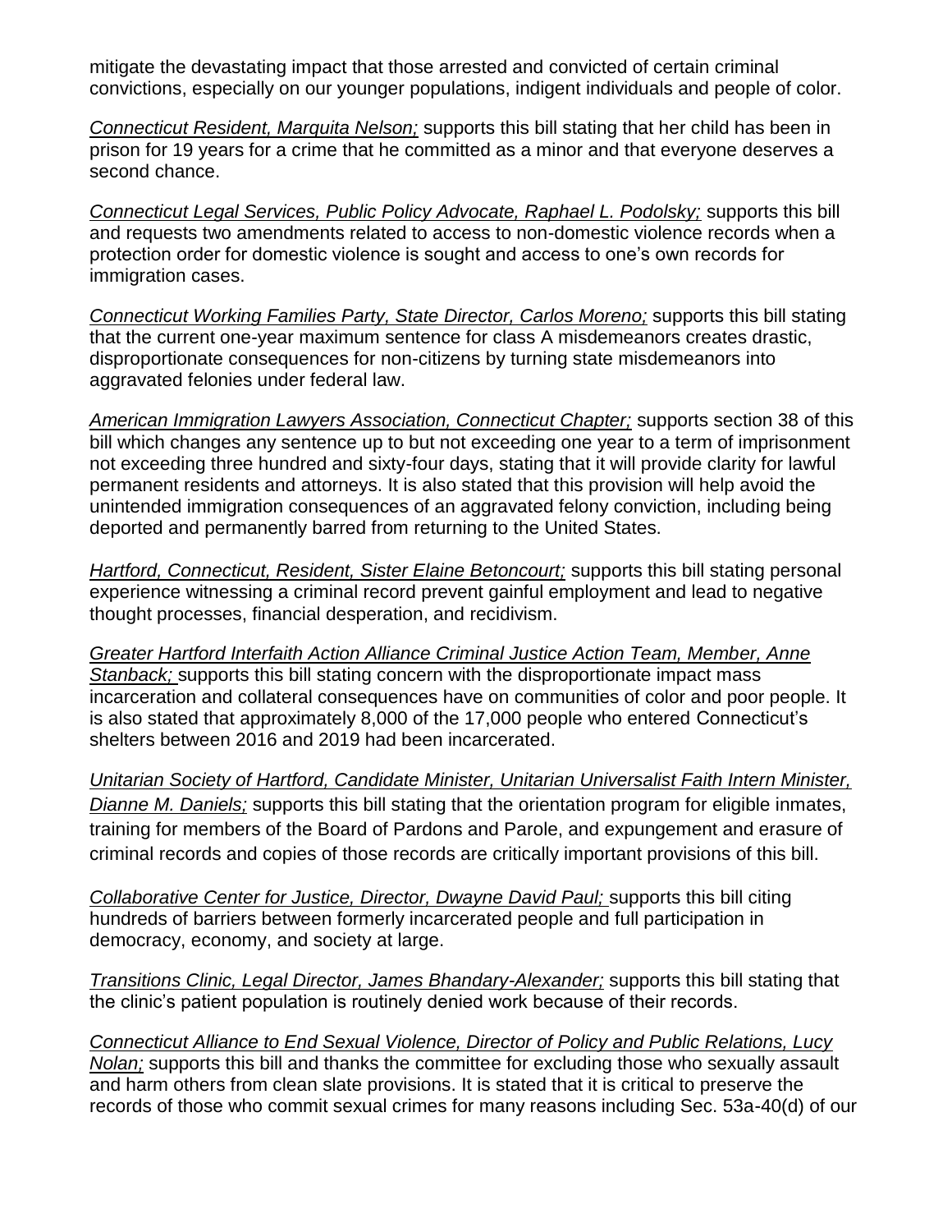mitigate the devastating impact that those arrested and convicted of certain criminal convictions, especially on our younger populations, indigent individuals and people of color.

*Connecticut Resident, Marquita Nelson;* supports this bill stating that her child has been in prison for 19 years for a crime that he committed as a minor and that everyone deserves a second chance.

*Connecticut Legal Services, Public Policy Advocate, Raphael L. Podolsky;* supports this bill and requests two amendments related to access to non-domestic violence records when a protection order for domestic violence is sought and access to one's own records for immigration cases.

*Connecticut Working Families Party, State Director, Carlos Moreno;* supports this bill stating that the current one-year maximum sentence for class A misdemeanors creates drastic, disproportionate consequences for non-citizens by turning state misdemeanors into aggravated felonies under federal law.

*American Immigration Lawyers Association, Connecticut Chapter;* supports section 38 of this bill which changes any sentence up to but not exceeding one year to a term of imprisonment not exceeding three hundred and sixty-four days, stating that it will provide clarity for lawful permanent residents and attorneys. It is also stated that this provision will help avoid the unintended immigration consequences of an aggravated felony conviction, including being deported and permanently barred from returning to the United States.

*Hartford, Connecticut, Resident, Sister Elaine Betoncourt;* supports this bill stating personal experience witnessing a criminal record prevent gainful employment and lead to negative thought processes, financial desperation, and recidivism.

*Greater Hartford Interfaith Action Alliance Criminal Justice Action Team, Member, Anne Stanback;* supports this bill stating concern with the disproportionate impact mass incarceration and collateral consequences have on communities of color and poor people. It is also stated that approximately 8,000 of the 17,000 people who entered Connecticut's shelters between 2016 and 2019 had been incarcerated.

*Unitarian Society of Hartford, Candidate Minister, Unitarian Universalist Faith Intern Minister, Dianne M. Daniels;* supports this bill stating that the orientation program for eligible inmates, training for members of the Board of Pardons and Parole, and expungement and erasure of criminal records and copies of those records are critically important provisions of this bill.

*Collaborative Center for Justice, Director, Dwayne David Paul;* supports this bill citing hundreds of barriers between formerly incarcerated people and full participation in democracy, economy, and society at large.

*Transitions Clinic, Legal Director, James Bhandary-Alexander;* supports this bill stating that the clinic's patient population is routinely denied work because of their records.

*Connecticut Alliance to End Sexual Violence, Director of Policy and Public Relations, Lucy Nolan;* supports this bill and thanks the committee for excluding those who sexually assault and harm others from clean slate provisions. It is stated that it is critical to preserve the records of those who commit sexual crimes for many reasons including Sec. 53a-40(d) of our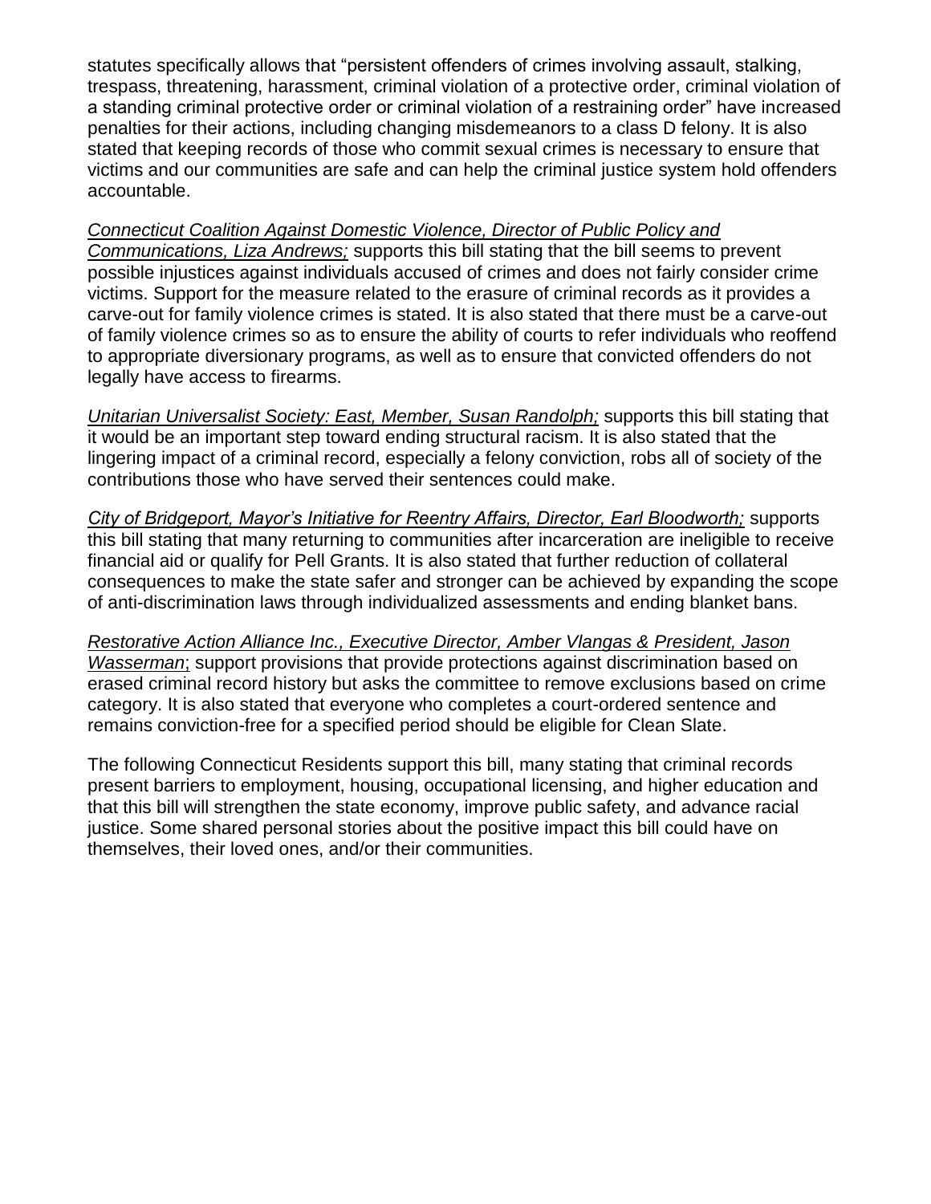statutes specifically allows that "persistent offenders of crimes involving assault, stalking, trespass, threatening, harassment, criminal violation of a protective order, criminal violation of a standing criminal protective order or criminal violation of a restraining order" have increased penalties for their actions, including changing misdemeanors to a class D felony. It is also stated that keeping records of those who commit sexual crimes is necessary to ensure that victims and our communities are safe and can help the criminal justice system hold offenders accountable.

*Connecticut Coalition Against Domestic Violence, Director of Public Policy and Communications, Liza Andrews;* supports this bill stating that the bill seems to prevent possible injustices against individuals accused of crimes and does not fairly consider crime victims. Support for the measure related to the erasure of criminal records as it provides a carve-out for family violence crimes is stated. It is also stated that there must be a carve-out of family violence crimes so as to ensure the ability of courts to refer individuals who reoffend to appropriate diversionary programs, as well as to ensure that convicted offenders do not legally have access to firearms.

*Unitarian Universalist Society: East, Member, Susan Randolph;* supports this bill stating that it would be an important step toward ending structural racism. It is also stated that the lingering impact of a criminal record, especially a felony conviction, robs all of society of the contributions those who have served their sentences could make.

*City of Bridgeport, Mayor's Initiative for Reentry Affairs, Director, Earl Bloodworth;* supports this bill stating that many returning to communities after incarceration are ineligible to receive financial aid or qualify for Pell Grants. It is also stated that further reduction of collateral consequences to make the state safer and stronger can be achieved by expanding the scope of anti-discrimination laws through individualized assessments and ending blanket bans.

*Restorative Action Alliance Inc., Executive Director, Amber Vlangas & President, Jason Wasserman;* support provisions that provide protections against discrimination based on erased criminal record history but asks the committee to remove exclusions based on crime category. It is also stated that everyone who completes a court-ordered sentence and remains conviction-free for a specified period should be eligible for Clean Slate.

The following Connecticut Residents support this bill, many stating that criminal records present barriers to employment, housing, occupational licensing, and higher education and that this bill will strengthen the state economy, improve public safety, and advance racial justice. Some shared personal stories about the positive impact this bill could have on themselves, their loved ones, and/or their communities.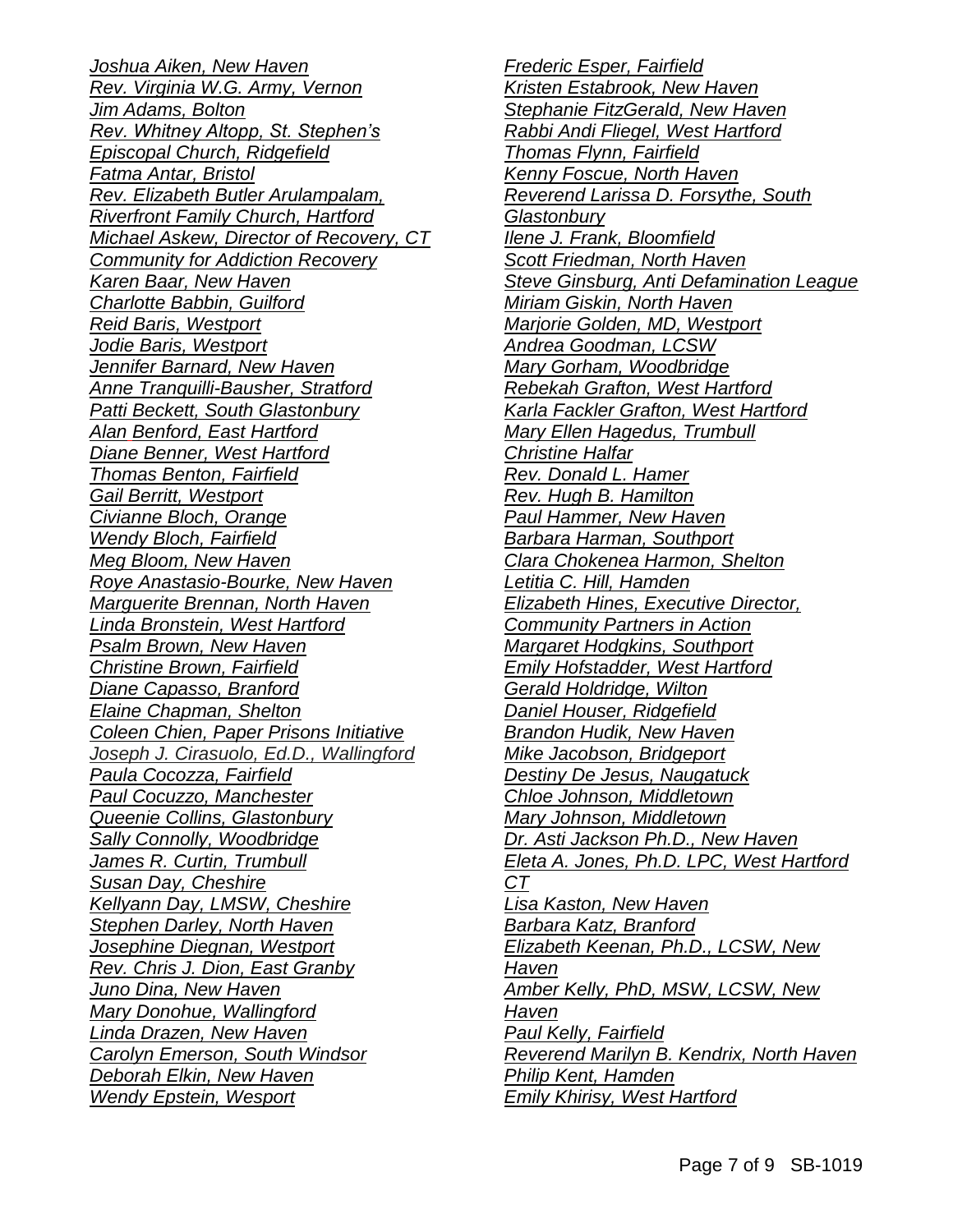*Joshua Aiken, New Haven*
*Rev. Virginia W.G. Army, Vernon*
*Jim Adams, Bolton*
*Rev. Whitney Altopp, St. Stephen's Episcopal Church, Ridgefield*
*Fatma Antar, Bristol*
*Rev. Elizabeth Butler Arulampalam, Riverfront Family Church, Hartford*
*Michael Askew, Director of Recovery, CT Community for Addiction Recovery*
*Karen Baar, New Haven*
*Charlotte Babbin, Guilford*
*Reid Baris, Westport*
*Jodie Baris, Westport*
*Jennifer Barnard, New Haven*
*Anne Tranquilli-Bausher, Stratford*
*Patti Beckett, South Glastonbury*
*Alan Benford, East Hartford*
*Diane Benner, West Hartford*
*Thomas Benton, Fairfield*
*Gail Berritt, Westport*
*Civianne Bloch, Orange*
*Wendy Bloch, Fairfield*
*Meg Bloom, New Haven*
*Roye Anastasio-Bourke, New Haven*
*Marguerite Brennan, North Haven*
*Linda Bronstein, West Hartford*
*Psalm Brown, New Haven*
*Christine Brown, Fairfield*
*Diane Capasso, Branford*
*Elaine Chapman, Shelton*
*Coleen Chien, Paper Prisons Initiative*
*Joseph J. Cirasuolo, Ed.D., Wallingford*
*Paula Cocozza, Fairfield*
*Paul Cocuzzo, Manchester*
*Queenie Collins, Glastonbury*
*Sally Connolly, Woodbridge*
*James R. Curtin, Trumbull*
*Susan Day, Cheshire*
*Kellyann Day, LMSW, Cheshire*
*Stephen Darley, North Haven*
*Josephine Diegnan, Westport*
*Rev. Chris J. Dion, East Granby*
*Juno Dina, New Haven*
*Mary Donohue, Wallingford*
*Linda Drazen, New Haven*
*Carolyn Emerson, South Windsor*
*Deborah Elkin, New Haven*
*Wendy Epstein, Wesport*
*Frederic Esper, Fairfield*
*Kristen Estabrook, New Haven*
*Stephanie FitzGerald, New Haven*
*Rabbi Andi Fliegel, West Hartford*
*Thomas Flynn, Fairfield*
*Kenny Foscue, North Haven*
*Reverend Larissa D. Forsythe, South Glastonbury*
*Ilene J. Frank, Bloomfield*
*Scott Friedman, North Haven*
*Steve Ginsburg, Anti Defamination League*
*Miriam Giskin, North Haven*
*Marjorie Golden, MD, Westport*
*Andrea Goodman, LCSW*
*Mary Gorham, Woodbridge*
*Rebekah Grafton, West Hartford*
*Karla Fackler Grafton, West Hartford*
*Mary Ellen Hagedus, Trumbull*
*Christine Halfar*
*Rev. Donald L. Hamer*
*Rev. Hugh B. Hamilton*
*Paul Hammer, New Haven*
*Barbara Harman, Southport*
*Clara Chokenea Harmon, Shelton*
*Letitia C. Hill, Hamden*
*Elizabeth Hines, Executive Director, Community Partners in Action*
*Margaret Hodgkins, Southport*
*Emily Hofstadder, West Hartford*
*Gerald Holdridge, Wilton*
*Daniel Houser, Ridgefield*
*Brandon Hudik, New Haven*
*Mike Jacobson, Bridgeport*
*Destiny De Jesus, Naugatuck*
*Chloe Johnson, Middletown*
*Mary Johnson, Middletown*
*Dr. Asti Jackson Ph.D., New Haven*
*Eleta A. Jones, Ph.D. LPC, West Hartford CT*
*Lisa Kaston, New Haven*
*Barbara Katz, Branford*
*Elizabeth Keenan, Ph.D., LCSW, New Haven*
*Amber Kelly, PhD, MSW, LCSW, New Haven*
*Paul Kelly, Fairfield*
*Reverend Marilyn B. Kendrix, North Haven*
*Philip Kent, Hamden*
*Emily Khirisy, West Hartford*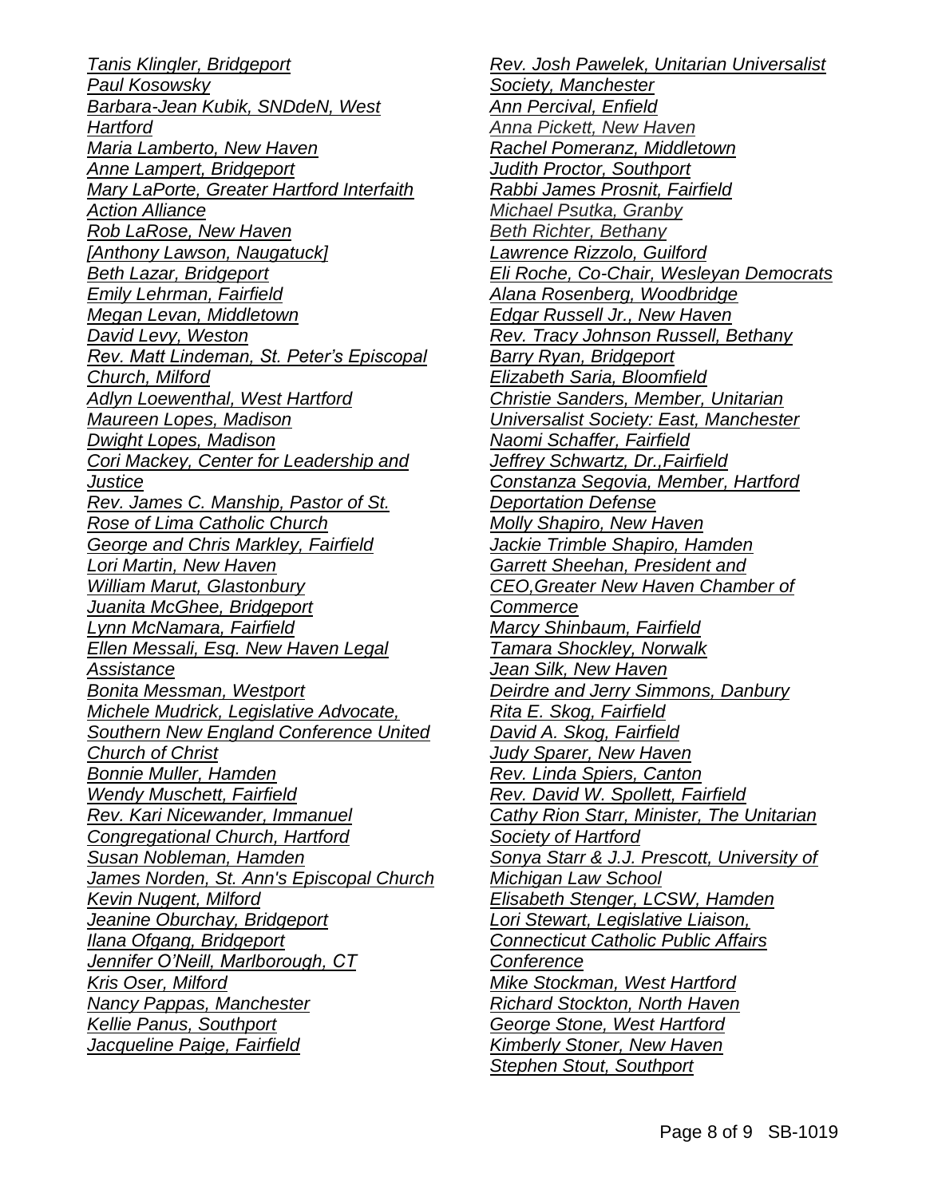*Tanis Klingler, Bridgeport*
*Paul Kosowsky*
*Barbara-Jean Kubik, SNDdeN, West Hartford*
*Maria Lamberto, New Haven*
*Anne Lampert, Bridgeport*
*Mary LaPorte, Greater Hartford Interfaith Action Alliance*
*Rob LaRose, New Haven*
*[Anthony Lawson, Naugatuck]*
*Beth Lazar, Bridgeport*
*Emily Lehrman, Fairfield*
*Megan Levan, Middletown*
*David Levy, Weston*
*Rev. Matt Lindeman, St. Peter's Episcopal Church, Milford*
*Adlyn Loewenthal, West Hartford*
*Maureen Lopes, Madison*
*Dwight Lopes, Madison*
*Cori Mackey, Center for Leadership and Justice*
*Rev. James C. Manship, Pastor of St. Rose of Lima Catholic Church*
*George and Chris Markley, Fairfield*
*Lori Martin, New Haven*
*William Marut, Glastonbury*
*Juanita McGhee, Bridgeport*
*Lynn McNamara, Fairfield*
*Ellen Messali, Esq. New Haven Legal Assistance*
*Bonita Messman, Westport*
*Michele Mudrick, Legislative Advocate, Southern New England Conference United Church of Christ*
*Bonnie Muller, Hamden*
*Wendy Muschett, Fairfield*
*Rev. Kari Nicewander, Immanuel Congregational Church, Hartford*
*Susan Nobleman, Hamden*
*James Norden, St. Ann's Episcopal Church*
*Kevin Nugent, Milford*
*Jeanine Oburchay, Bridgeport*
*Ilana Ofgang, Bridgeport*
*Jennifer O'Neill, Marlborough, CT*
*Kris Oser, Milford*
*Nancy Pappas, Manchester*
*Kellie Panus, Southport*
*Jacqueline Paige, Fairfield*
*Rev. Josh Pawelek, Unitarian Universalist Society, Manchester*
*Ann Percival, Enfield*
*Anna Pickett, New Haven*
*Rachel Pomeranz, Middletown*
*Judith Proctor, Southport*
*Rabbi James Prosnit, Fairfield*
*Michael Psutka, Granby*
*Beth Richter, Bethany*
*Lawrence Rizzolo, Guilford*
*Eli Roche, Co-Chair, Wesleyan Democrats*
*Alana Rosenberg, Woodbridge*
*Edgar Russell Jr., New Haven*
*Rev. Tracy Johnson Russell, Bethany*
*Barry Ryan, Bridgeport*
*Elizabeth Saria, Bloomfield*
*Christie Sanders, Member, Unitarian Universalist Society: East, Manchester*
*Naomi Schaffer, Fairfield*
*Jeffrey Schwartz, Dr.,Fairfield*
*Constanza Segovia, Member, Hartford Deportation Defense*
*Molly Shapiro, New Haven*
*Jackie Trimble Shapiro, Hamden*
*Garrett Sheehan, President and CEO,Greater New Haven Chamber of Commerce*
*Marcy Shinbaum, Fairfield*
*Tamara Shockley, Norwalk*
*Jean Silk, New Haven*
*Deirdre and Jerry Simmons, Danbury*
*Rita E. Skog, Fairfield*
*David A. Skog, Fairfield*
*Judy Sparer, New Haven*
*Rev. Linda Spiers, Canton*
*Rev. David W. Spollett, Fairfield*
*Cathy Rion Starr, Minister, The Unitarian Society of Hartford*
*Sonya Starr & J.J. Prescott, University of Michigan Law School*
*Elisabeth Stenger, LCSW, Hamden*
*Lori Stewart, Legislative Liaison, Connecticut Catholic Public Affairs Conference*
*Mike Stockman, West Hartford*
*Richard Stockton, North Haven*
*George Stone, West Hartford*
*Kimberly Stoner, New Haven*
*Stephen Stout, Southport*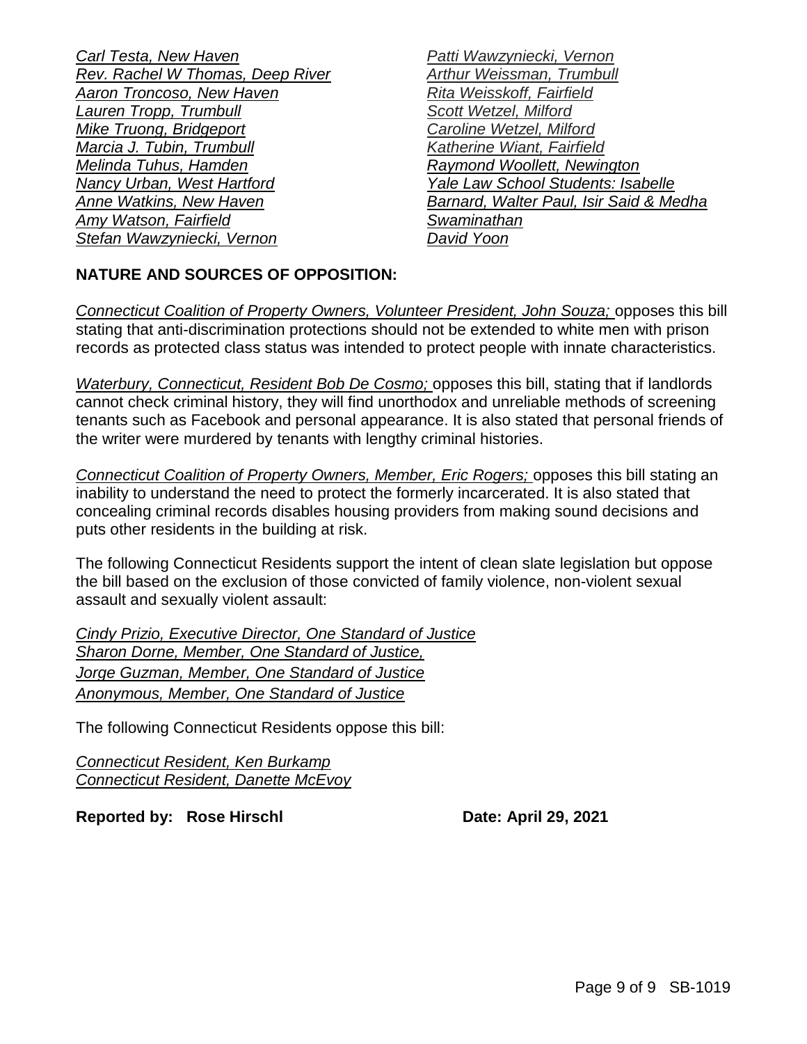*Carl Testa, New Haven*
*Rev. Rachel W Thomas, Deep River*
*Aaron Troncoso, New Haven*
*Lauren Tropp, Trumbull*
*Mike Truong, Bridgeport*
*Marcia J. Tubin, Trumbull*
*Melinda Tuhus, Hamden*
*Nancy Urban, West Hartford*
*Anne Watkins, New Haven*
*Amy Watson, Fairfield*
*Stefan Wawzyniecki, Vernon*
*Patti Wawzyniecki, Vernon*
*Arthur Weissman, Trumbull*
*Rita Weisskoff, Fairfield*
*Scott Wetzel, Milford*
*Caroline Wetzel, Milford*
*Katherine Wiant, Fairfield*
*Raymond Woollett, Newington*
*Yale Law School Students: Isabelle Barnard, Walter Paul, Isir Said & Medha Swaminathan*
*David Yoon*

**NATURE AND SOURCES OF OPPOSITION:**

*Connecticut Coalition of Property Owners, Volunteer President, John Souza;* opposes this bill stating that anti-discrimination protections should not be extended to white men with prison records as protected class status was intended to protect people with innate characteristics.

*Waterbury, Connecticut, Resident Bob De Cosmo;* opposes this bill, stating that if landlords cannot check criminal history, they will find unorthodox and unreliable methods of screening tenants such as Facebook and personal appearance. It is also stated that personal friends of the writer were murdered by tenants with lengthy criminal histories.

*Connecticut Coalition of Property Owners, Member, Eric Rogers;* opposes this bill stating an inability to understand the need to protect the formerly incarcerated. It is also stated that concealing criminal records disables housing providers from making sound decisions and puts other residents in the building at risk.

The following Connecticut Residents support the intent of clean slate legislation but oppose the bill based on the exclusion of those convicted of family violence, non-violent sexual assault and sexually violent assault:

*Cindy Prizio, Executive Director, One Standard of Justice*
*Sharon Dorne, Member, One Standard of Justice,*
*Jorge Guzman, Member, One Standard of Justice*
*Anonymous, Member, One Standard of Justice*

The following Connecticut Residents oppose this bill:

*Connecticut Resident, Ken Burkamp*
*Connecticut Resident, Danette McEvoy*

**Reported by: Rose Hirschl** **Date: April 29, 2021**